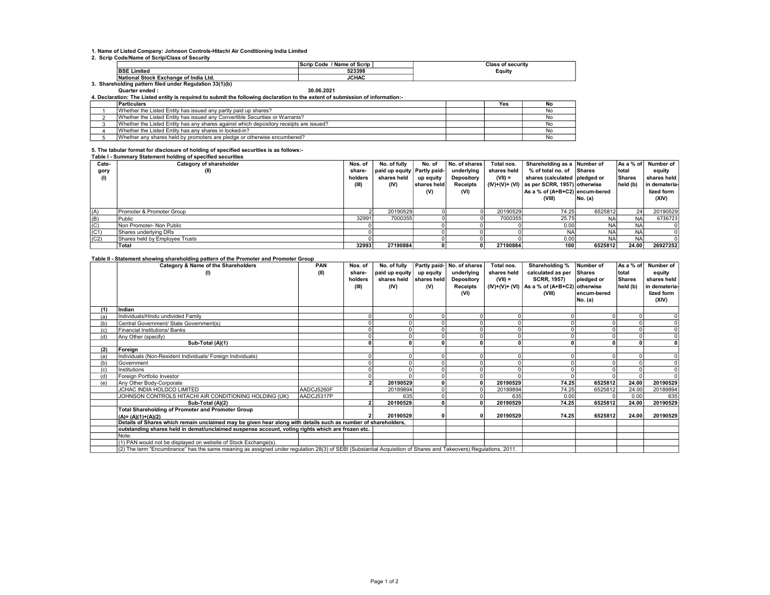1. Name of Listed Company: Johnson Controls-Hitachi Air Conditioning India Limited

2. Scrip Code/Name of Scrip/Class of Security

| | Scrip Code / Name of Scrip | Class of security |
|---|---|---|
| BSE Limited | 523398 | Equity |
| National Stock Exchange of India Ltd. | JCHAC | |

3. Shareholding pattern filed under Regulation 33(1)(b)

Quarter ended : 30.06.2021

4. Declaration: The Listed entity is required to submit the following declaration to the extent of submission of information:-

| | Particulars | | Yes | No |
|---|---|---|---|---|
| 1 | Whether the Listed Entity has issued any partly paid up shares? | | | No |
| 2 | Whether the Listed Entity has issued any Convertible Securities or Warrants? | | | No |
| 3 | Whether the Listed Entity has any shares against which depository receipts are issued? | | | No |
| 4 | Whether the Listed Entity has any shares in locked-in? | | | No |
| 5 | Whether any shares held by promoters are pledge or otherwise encumbered? | | | No |

5. The tabular format for disclosure of holding of specified securities is as follows:-

Table I - Summary Statement holding of specified securities

| Category (I) | Category of shareholder (II) | Nos. of share-holders (III) | No. of fully paid up equity shares held (IV) | No. of Partly paid-up equity shares held (V) | No. of shares underlying Depository Receipts (VI) | Total nos. shares held (VII) = (IV)+(V)+ (VI) | Shareholding as a % of total no. of shares (calculated as per SCRR, 1957) As a % of (A+B+C2) (VIII) | Number of Shares pledged or otherwise encum-bered No. (a) | As a % of total Shares held (b) | Number of equity shares held in demateria-lized form (XIV) |
|---|---|---|---|---|---|---|---|---|---|---|
| (A) | Promoter & Promoter Group | 2 | 20190529 | 0 | 0 | 20190529 | 74.25 | 6525812 | 24 | 20190529 |
| (B) | Public | 32991 | 7000355 | 0 | 0 | 7000355 | 25.75 | NA | NA | 6736723 |
| (C) | Non Promoter- Non Public | 0 | | 0 | 0 | 0 | 0.00 | NA | NA | 0 |
| (C1) | Shares underlying DRs | 0 | | 0 | 0 | 0 | NA | NA | NA | 0 |
| (C2) | Shares held by Employee Trusts | 0 | | 0 | 0 | 0 | 0.00 | NA | NA | 0 |
| | **Total** | **32993** | **27190884** | **0** | **0** | **27190884** | **100** | **6525812** | **24.00** | **26927252** |

Table II - Statement showing shareholding pattern of the Promoter and Promoter Group

| | Category & Name of the Shareholders (I) | PAN (II) | Nos. of share-holders (III) | No. of fully paid up equity shares held (IV) | Partly paid-up equity shares held (V) | No. of shares underlying Depository Receipts (VI) | Total nos. shares held (VII) = (IV)+(V)+ (VI) | Shareholding % calculated as per SCRR, 1957) As a % of (A+B+C2) (VIII) | Number of Shares pledged or otherwise encum-bered No. (a) | As a % of total Shares held (b) | Number of equity shares held in demateria-lized form (XIV) |
|---|---|---|---|---|---|---|---|---|---|---|---|
| **(1)** | **Indian** | | | | | | | | | | |
| (a) | Individuals/Hindu undivided Family | | 0 | 0 | 0 | 0 | 0 | 0 | 0 | 0 | 0 |
| (b) | Central Government/ State Government(s) | | 0 | 0 | 0 | 0 | 0 | 0 | 0 | 0 | 0 |
| (c) | Financial Institutions/ Banks | | 0 | 0 | 0 | 0 | 0 | 0 | 0 | 0 | 0 |
| (d) | Any Other (specify) | | 0 | 0 | 0 | 0 | 0 | 0 | 0 | 0 | 0 |
| | **Sub-Total (A)(1)** | | **0** | **0** | **0** | **0** | **0** | **0** | **0** | **0** | **0** |
| **(2)** | **Foreign** | | | | | | | | | | |
| (a) | Individuals (Non-Resident Individuals/ Foreign Individuals) | | 0 | 0 | 0 | 0 | 0 | 0 | 0 | 0 | 0 |
| (b) | Government | | 0 | 0 | 0 | 0 | 0 | 0 | 0 | 0 | 0 |
| (c) | Institutions | | 0 | 0 | 0 | 0 | 0 | 0 | 0 | 0 | 0 |
| (d) | Foreign Portfolio Investor | | 0 | 0 | 0 | 0 | 0 | 0 | 0 | 0 | 0 |
| (e) | Any Other Body-Corporate | | **2** | **20190529** | **0** | **0** | **20190529** | **74.25** | **6525812** | **24.00** | **20190529** |
| | JCHAC INDIA HOLDCO LIMITED | AADCJ5260F | | 20189894 | 0 | 0 | 20189894 | 74.25 | 6525812 | 24.00 | 20189894 |
| | JOHNSON CONTROLS HITACHI AIR CONDITIONING HOLDING (UK) | AADCJ5317P | | 635 | 0 | 0 | 635 | 0.00 | 0 | 0.00 | 635 |
| | **Sub-Total (A)(2)** | | **2** | **20190529** | **0** | **0** | **20190529** | **74.25** | **6525812** | **24.00** | **20190529** |
| | **Total Shareholding of Promoter and Promoter Group (A)= (A)(1)+(A)(2)** | | **2** | **20190529** | **0** | **0** | **20190529** | **74.25** | **6525812** | **24.00** | **20190529** |
| | **Details of Shares which remain unclaimed may be given hear along with details such as number of shareholders, outstanding shares held in demat/unclaimed suspense account, voting rights which are frozen etc.** | | | | | | | | | | |
| | Note: | | | | | | | | | | |
| | (1) PAN would not be displayed on website of Stock Exchange(s). | | | | | | | | | | |
| | (2) The term "Encumbrance" has the same meaning as assigned under regulation 28(3) of SEBI (Substantial Acquisition of Shares and Takeovers) Regulations, 2011. | | | | | | | | | | |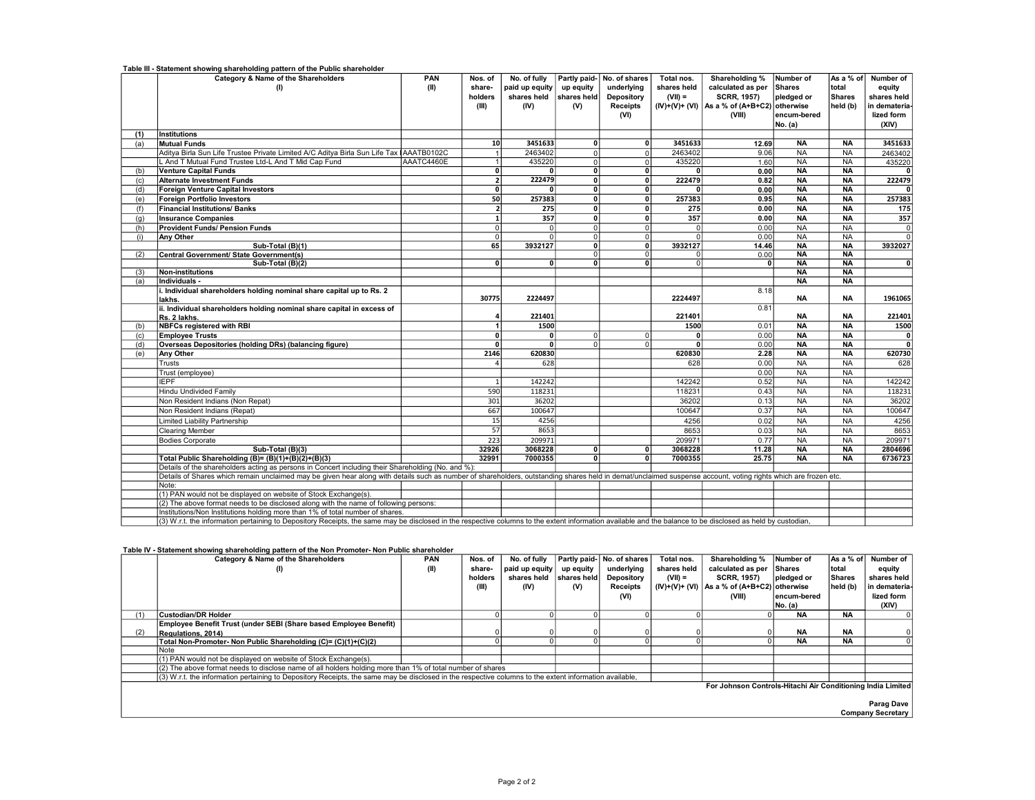Table III - Statement showing shareholding pattern of the Public shareholder

| | Category & Name of the Shareholders (I) | PAN (II) | Nos. of share-holders (III) | No. of fully paid up equity shares held (IV) | Partly paid-up equity shares held (V) | No. of shares underlying Depository Receipts (VI) | Total nos. shares held (VII) = (IV)+(V)+ (VI) | Shareholding % calculated as per SCRR, 1957) As a % of (A+B+C2) (VIII) | Number of Shares pledged or otherwise encum-bered No. (a) | As a % of total Shares held (b) | Number of equity shares held in demateria-lized form (XIV) |
|---|---|---|---|---|---|---|---|---|---|---|---|
| (1) | **Institutions** | | | | | | | | | | |
| (a) | **Mutual Funds** | | 10 | 3451633 | 0 | 0 | 3451633 | 12.69 | NA | NA | 3451633 |
| | Aditya Birla Sun Life Trustee Private Limited A/C Aditya Birla Sun Life Tax | AAATB0102C | 1 | 2463402 | 0 | 0 | 2463402 | 9.06 | NA | NA | 2463402 |
| | L And T Mutual Fund Trustee Ltd-L And T Mid Cap Fund | AAATC4460E | 1 | 435220 | 0 | 0 | 435220 | 1.60 | NA | NA | 435220 |
| (b) | **Venture Capital Funds** | | 0 | 0 | 0 | 0 | 0 | 0.00 | NA | NA | 0 |
| (c) | **Alternate Investment Funds** | | 2 | 222479 | 0 | 0 | 222479 | 0.82 | NA | NA | 222479 |
| (d) | **Foreign Venture Capital Investors** | | 0 | 0 | 0 | 0 | 0 | 0.00 | NA | NA | 0 |
| (e) | **Foreign Portfolio Investors** | | 50 | 257383 | 0 | 0 | 257383 | 0.95 | NA | NA | 257383 |
| (f) | **Financial Institutions/ Banks** | | 2 | 275 | 0 | 0 | 275 | 0.00 | NA | NA | 175 |
| (g) | **Insurance Companies** | | 1 | 357 | 0 | 0 | 357 | 0.00 | NA | NA | 357 |
| (h) | **Provident Funds/ Pension Funds** | | 0 | 0 | 0 | 0 | 0 | 0.00 | NA | NA | 0 |
| (i) | **Any Other** | | 0 | 0 | 0 | 0 | 0 | 0.00 | NA | NA | 0 |
| | **Sub-Total (B)(1)** | | 65 | 3932127 | 0 | 0 | 3932127 | 14.46 | NA | NA | 3932027 |
| (2) | **Central Government/ State Government(s)** | | | | 0 | 0 | 0 | 0.00 | NA | NA | |
| | **Sub-Total (B)(2)** | | 0 | 0 | 0 | 0 | 0 | 0 | NA | NA | 0 |
| (3) | **Non-institutions** | | | | | | | | NA | NA | |
| (a) | **Individuals -** | | | | | | | | NA | NA | |
| | **i. Individual shareholders holding nominal share capital up to Rs. 2 lakhs.** | | 30775 | 2224497 | | | 2224497 | 8.18 | NA | NA | 1961065 |
| | **ii. Individual shareholders holding nominal share capital in excess of Rs. 2 lakhs.** | | 4 | 221401 | | | 221401 | 0.81 | NA | NA | 221401 |
| (b) | **NBFCs registered with RBI** | | 1 | 1500 | | | 1500 | 0.01 | NA | NA | 1500 |
| (c) | **Employee Trusts** | | 0 | 0 | 0 | 0 | 0 | 0.00 | NA | NA | 0 |
| (d) | **Overseas Depositories (holding DRs) (balancing figure)** | | 0 | 0 | 0 | 0 | 0 | 0.00 | NA | NA | 0 |
| (e) | **Any Other** | | 2146 | 620830 | | | 620830 | 2.28 | NA | NA | 620730 |
| | Trusts | | 4 | 628 | | | 628 | 0.00 | NA | NA | 628 |
| | Trust (employee) | | | | | | | 0.00 | NA | NA | |
| | IEPF | | 1 | 142242 | | | 142242 | 0.52 | NA | NA | 142242 |
| | Hindu Undivided Family | | 590 | 118231 | | | 118231 | 0.43 | NA | NA | 118231 |
| | Non Resident Indians (Non Repat) | | 301 | 36202 | | | 36202 | 0.13 | NA | NA | 36202 |
| | Non Resident Indians (Repat) | | 667 | 100647 | | | 100647 | 0.37 | NA | NA | 100647 |
| | Limited Liability Partnership | | 15 | 4256 | | | 4256 | 0.02 | NA | NA | 4256 |
| | Clearing Member | | 57 | 8653 | | | 8653 | 0.03 | NA | NA | 8653 |
| | Bodies Corporate | | 223 | 209971 | | | 209971 | 0.77 | NA | NA | 209971 |
| | **Sub-Total (B)(3)** | | 32926 | 3068228 | 0 | 0 | 3068228 | 11.28 | NA | NA | 2804696 |
| | **Total Public Shareholding (B)= (B)(1)+(B)(2)+(B)(3)** | | 32991 | 7000355 | 0 | 0 | 7000355 | 25.75 | NA | NA | 6736723 |

Details of the shareholders acting as persons in Concert including their Shareholding (No. and %):

Details of Shares which remain unclaimed may be given hear along with details such as number of shareholders, outstanding shares held in demat/unclaimed suspense account, voting rights which are frozen etc.

Note:

(1) PAN would not be displayed on website of Stock Exchange(s).

(2) The above format needs to be disclosed along with the name of following persons:

Institutions/Non Institutions holding more than 1% of total number of shares.

(3) W.r.t. the information pertaining to Depository Receipts, the same may be disclosed in the respective columns to the extent information available and the balance to be disclosed as held by custodian,

Table IV - Statement showing shareholding pattern of the Non Promoter- Non Public shareholder

| | Category & Name of the Shareholders (I) | PAN (II) | Nos. of share-holders (III) | No. of fully paid up equity shares held (IV) | Partly paid-up equity shares held (V) | No. of shares underlying Depository Receipts (VI) | Total nos. shares held (VII) = (IV)+(V)+ (VI) | Shareholding % calculated as per SCRR, 1957) As a % of (A+B+C2) (VIII) | Number of Shares pledged or otherwise encum-bered No. (a) | As a % of total Shares held (b) | Number of equity shares held in demateria-lized form (XIV) |
|---|---|---|---|---|---|---|---|---|---|---|---|
| (1) | **Custodian/DR Holder** | | 0 | 0 | 0 | 0 | 0 | 0 | NA | NA | 0 |
| (2) | **Employee Benefit Trust (under SEBI (Share based Employee Benefit) Regulations, 2014)** | | 0 | 0 | 0 | 0 | 0 | 0 | NA | NA | 0 |
| | **Total Non-Promoter- Non Public Shareholding (C)= (C)(1)+(C)(2)** | | 0 | 0 | 0 | 0 | 0 | 0 | NA | NA | 0 |

Note

(1) PAN would not be displayed on website of Stock Exchange(s).

(2) The above format needs to disclose name of all holders holding more than 1% of total number of shares

(3) W.r.t. the information pertaining to Depository Receipts, the same may be disclosed in the respective columns to the extent information available,

**For Johnson Controls-Hitachi Air Conditioning India Limited**

**Parag Dave**
**Company Secretary**